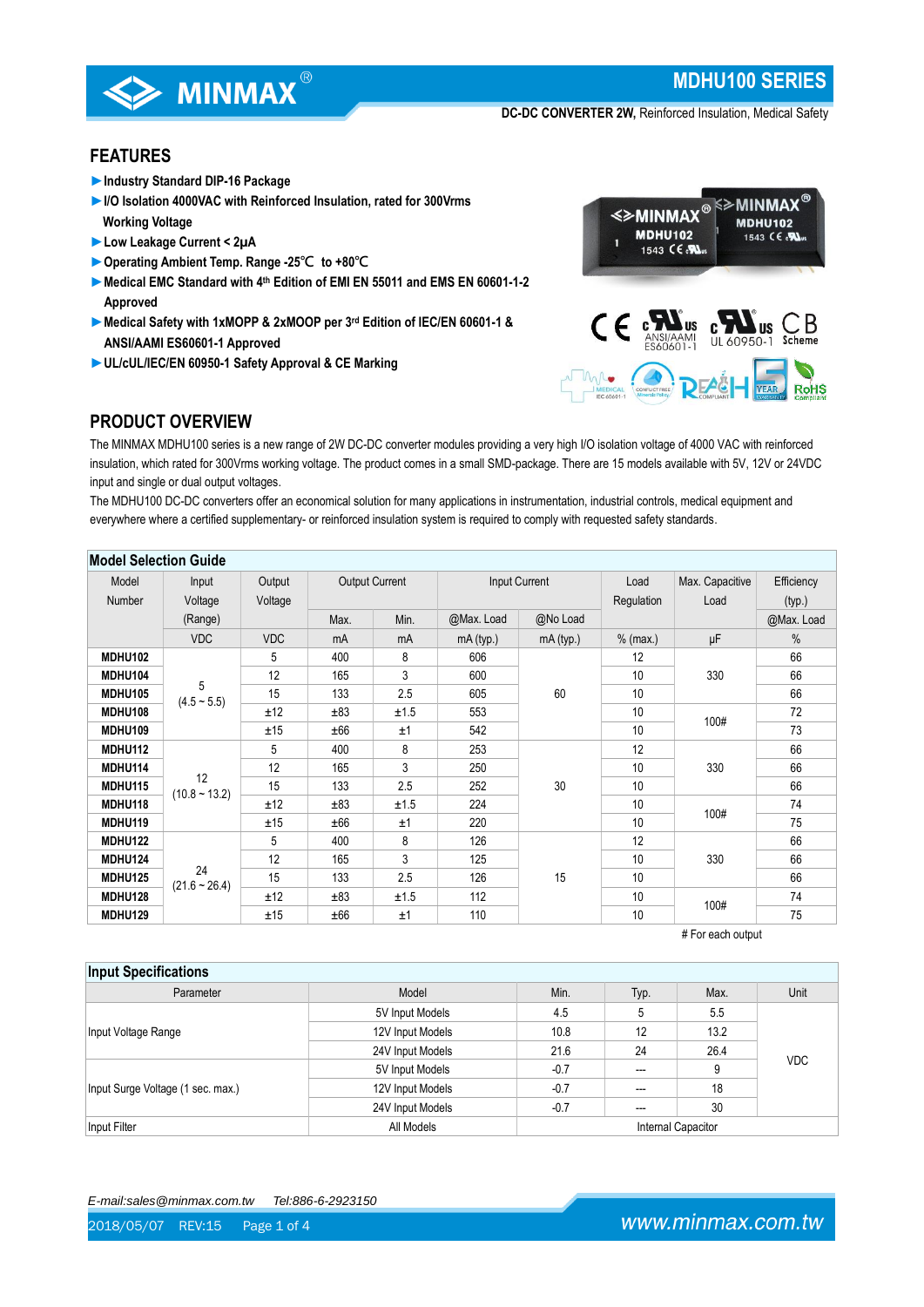# MDHU100 SERIES

**DC-DC CONVERTER 2W,** Reinforced Insulation, Medical Safety

## FEATURES

- ►Industry Standard DIP-16 Package
- ►I/O Isolation 4000VAC with Reinforced Insulation, rated for 300Vrms Working Voltage
- ►Low Leakage Current < 2µA
- ►Operating Ambient Temp. Range -25℃ to +80℃
- ►Medical EMC Standard with 4th Edition of EMI EN 55011 and EMS EN 60601-1-2 Approved
- ►Medical Safety with 1xMOPP & 2xMOOP per 3rd Edition of IEC/EN 60601-1 & ANSI/AAMI ES60601-1 Approved
- ►UL/cUL/IEC/EN 60950-1 Safety Approval & CE Marking

## PRODUCT OVERVIEW

The MINMAX MDHU100 series is a new range of 2W DC-DC converter modules providing a very high I/O isolation voltage of 4000 VAC with reinforced insulation, which rated for 300Vrms working voltage. The product comes in a small SMD-package. There are 15 models available with 5V, 12V or 24VDC input and single or dual output voltages.

The MDHU100 DC-DC converters offer an economical solution for many applications in instrumentation, industrial controls, medical equipment and everywhere where a certified supplementary- or reinforced insulation system is required to comply with requested safety standards.

### Model Selection Guide

| Model Number | Input Voltage (Range) | Output Voltage | Output Current | | Input Current | | Load Regulation | Max. Capacitive Load | Efficiency (typ.) |
|---|---|---|---|---|---|---|---|---|---|
| | | | Max. | Min. | @Max. Load | @No Load | | | @Max. Load |
| | VDC | VDC | mA | mA | mA (typ.) | mA (typ.) | % (max.) | µF | % |
| **MDHU102** | 5 (4.5 ~ 5.5) | 5 | 400 | 8 | 606 | 60 | 12 | 330 | 66 |
| **MDHU104** | | 12 | 165 | 3 | 600 | | 10 | | 66 |
| **MDHU105** | | 15 | 133 | 2.5 | 605 | | 10 | | 66 |
| **MDHU108** | | ±12 | ±83 | ±1.5 | 553 | | 10 | 100# | 72 |
| **MDHU109** | | ±15 | ±66 | ±1 | 542 | | 10 | | 73 |
| **MDHU112** | 12 (10.8 ~ 13.2) | 5 | 400 | 8 | 253 | 30 | 12 | 330 | 66 |
| **MDHU114** | | 12 | 165 | 3 | 250 | | 10 | | 66 |
| **MDHU115** | | 15 | 133 | 2.5 | 252 | | 10 | | 66 |
| **MDHU118** | | ±12 | ±83 | ±1.5 | 224 | | 10 | 100# | 74 |
| **MDHU119** | | ±15 | ±66 | ±1 | 220 | | 10 | | 75 |
| **MDHU122** | 24 (21.6 ~ 26.4) | 5 | 400 | 8 | 126 | 15 | 12 | 330 | 66 |
| **MDHU124** | | 12 | 165 | 3 | 125 | | 10 | | 66 |
| **MDHU125** | | 15 | 133 | 2.5 | 126 | | 10 | | 66 |
| **MDHU128** | | ±12 | ±83 | ±1.5 | 112 | | 10 | 100# | 74 |
| **MDHU129** | | ±15 | ±66 | ±1 | 110 | | 10 | | 75 |

# For each output

### Input Specifications

| Parameter | Model | Min. | Typ. | Max. | Unit |
|---|---|---|---|---|---|
| Input Voltage Range | 5V Input Models | 4.5 | 5 | 5.5 | VDC |
| | 12V Input Models | 10.8 | 12 | 13.2 | |
| | 24V Input Models | 21.6 | 24 | 26.4 | |
| Input Surge Voltage (1 sec. max.) | 5V Input Models | -0.7 | --- | 9 | |
| | 12V Input Models | -0.7 | --- | 18 | |
| | 24V Input Models | -0.7 | --- | 30 | |
| Input Filter | All Models | Internal Capacitor | | | |

*E-mail:sales@minmax.com.tw* *Tel:886-6-2923150*

2018/05/07 REV:15

www.minmax.com.tw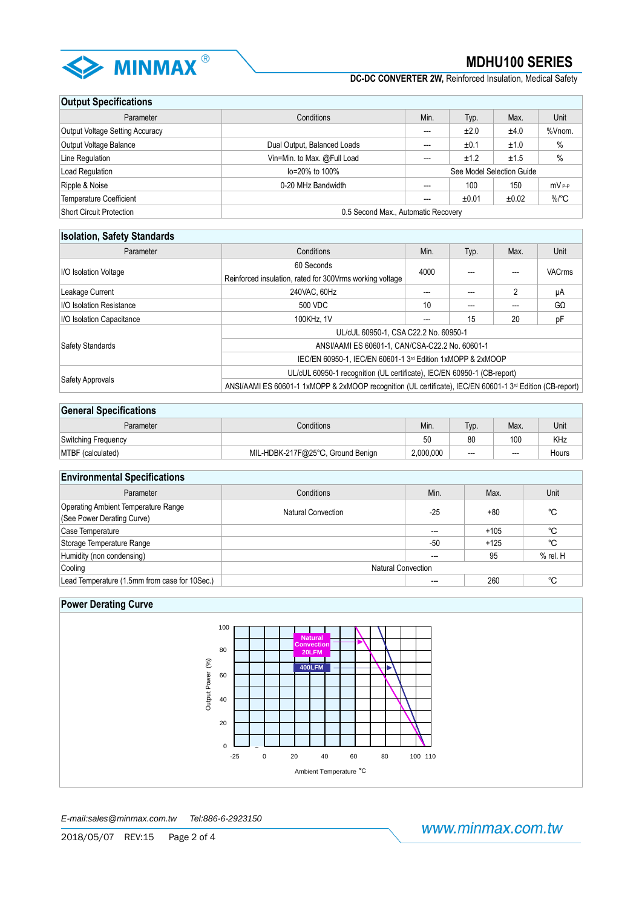## Output Specifications

| Parameter | Conditions | Min. | Typ. | Max. | Unit |
|---|---|---|---|---|---|
| Output Voltage Setting Accuracy | | --- | ±2.0 | ±4.0 | %Vnom. |
| Output Voltage Balance | Dual Output, Balanced Loads | --- | ±0.1 | ±1.0 | % |
| Line Regulation | Vin=Min. to Max. @Full Load | --- | ±1.2 | ±1.5 | % |
| Load Regulation | Io=20% to 100% | See Model Selection Guide | | | |
| Ripple & Noise | 0-20 MHz Bandwidth | --- | 100 | 150 | mV P-P |
| Temperature Coefficient | | --- | ±0.01 | ±0.02 | %/℃ |
| Short Circuit Protection | 0.5 Second Max., Automatic Recovery | | | | |

## Isolation, Safety Standards

| Parameter | Conditions | Min. | Typ. | Max. | Unit |
|---|---|---|---|---|---|
| I/O Isolation Voltage | 60 Seconds<br>Reinforced insulation, rated for 300Vrms working voltage | 4000 | --- | --- | VACrms |
| Leakage Current | 240VAC, 60Hz | --- | --- | 2 | μA |
| I/O Isolation Resistance | 500 VDC | 10 | --- | --- | GΩ |
| I/O Isolation Capacitance | 100KHz, 1V | --- | 15 | 20 | pF |
| Safety Standards | UL/cUL 60950-1, CSA C22.2 No. 60950-1<br>ANSI/AAMI ES 60601-1, CAN/CSA-C22.2 No. 60601-1<br>IEC/EN 60950-1, IEC/EN 60601-1 3rd Edition 1xMOPP & 2xMOOP | | | | |
| Safety Approvals | UL/cUL 60950-1 recognition (UL certificate), IEC/EN 60950-1 (CB-report)<br>ANSI/AAMI ES 60601-1 1xMOPP & 2xMOOP recognition (UL certificate), IEC/EN 60601-1 3rd Edition (CB-report) | | | | |

## General Specifications

| Parameter | Conditions | Min. | Typ. | Max. | Unit |
|---|---|---|---|---|---|
| Switching Frequency | | 50 | 80 | 100 | KHz |
| MTBF (calculated) | MIL-HDBK-217F@25℃, Ground Benign | 2,000,000 | --- | --- | Hours |

## Environmental Specifications

| Parameter | Conditions | Min. | Max. | Unit |
|---|---|---|---|---|
| Operating Ambient Temperature Range (See Power Derating Curve) | Natural Convection | -25 | +80 | ℃ |
| Case Temperature | | --- | +105 | ℃ |
| Storage Temperature Range | | -50 | +125 | ℃ |
| Humidity (non condensing) | | --- | 95 | % rel. H |
| Cooling | Natural Convection | | | |
| Lead Temperature (1.5mm from case for 10Sec.) | | --- | 260 | ℃ |

## Power Derating Curve

Natural Convection 20LFM

400LFM

Output Power (%)

Ambient Temperature ℃

E-mail:sales@minmax.com.tw    Tel:886-6-2923150

2018/05/07    REV:15

www.minmax.com.tw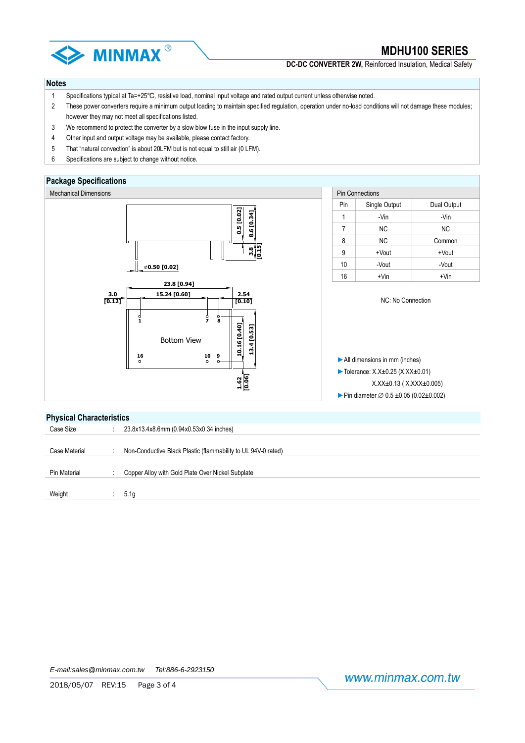## Notes

1. Specifications typical at Ta=+25℃, resistive load, nominal input voltage and rated output current unless otherwise noted.
2. These power converters require a minimum output loading to maintain specified regulation, operation under no-load conditions will not damage these modules; however they may not meet all specifications listed.
3. We recommend to protect the converter by a slow blow fuse in the input supply line.
4. Other input and output voltage may be available, please contact factory.
5. That "natural convection" is about 20LFM but is not equal to still air (0 LFM).
6. Specifications are subject to change without notice.

## Package Specifications

### Mechanical Dimensions

### Pin Connections

| Pin | Single Output | Dual Output |
|---|---|---|
| 1 | -Vin | -Vin |
| 7 | NC | NC |
| 8 | NC | Common |
| 9 | +Vout | +Vout |
| 10 | -Vout | -Vout |
| 16 | +Vin | +Vin |

NC: No Connection

- All dimensions in mm (inches)
- Tolerance: X.X±0.25 (X.XX±0.01)
  X.XX±0.13 ( X.XXX±0.005)
- Pin diameter ∅ 0.5 ±0.05 (0.02±0.002)

## Physical Characteristics

| | | |
|---|---|---|
| Case Size | : | 23.8x13.4x8.6mm (0.94x0.53x0.34 inches) |
| Case Material | : | Non-Conductive Black Plastic (flammability to UL 94V-0 rated) |
| Pin Material | : | Copper Alloy with Gold Plate Over Nickel Subplate |
| Weight | : | 5.1g |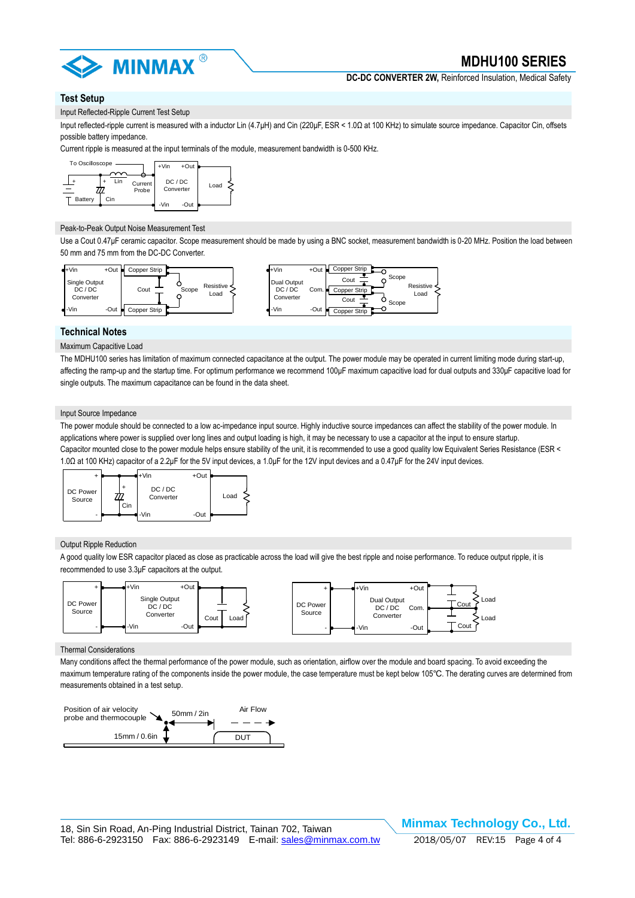## Test Setup

### Input Reflected-Ripple Current Test Setup

Input reflected-ripple current is measured with a inductor Lin (4.7μH) and Cin (220μF, ESR < 1.0Ω at 100 KHz) to simulate source impedance. Capacitor Cin, offsets possible battery impedance.

Current ripple is measured at the input terminals of the module, measurement bandwidth is 0-500 KHz.

To Oscilloscope
+
+
Lin
Battery
Cin
Current Probe
+Vin
+Out
DC / DC Converter
-Vin
-Out
Load

### Peak-to-Peak Output Noise Measurement Test

Use a Cout 0.47μF ceramic capacitor. Scope measurement should be made by using a BNC socket, measurement bandwidth is 0-20 MHz. Position the load between 50 mm and 75 mm from the DC-DC Converter.

+Vin
+Out
Single Output DC / DC Converter
-Vin
-Out
Copper Strip
Cout
Scope
Resistive Load
Copper Strip

+Vin
+Out
Dual Output DC / DC Converter
Com.
-Vin
-Out
Copper Strip
Cout
Scope
Copper Strip
Cout
Resistive Load
Scope
Copper Strip

## Technical Notes

### Maximum Capacitive Load

The MDHU100 series has limitation of maximum connected capacitance at the output. The power module may be operated in current limiting mode during start-up, affecting the ramp-up and the startup time. For optimum performance we recommend 100μF maximum capacitive load for dual outputs and 330μF capacitive load for single outputs. The maximum capacitance can be found in the data sheet.

### Input Source Impedance

The power module should be connected to a low ac-impedance input source. Highly inductive source impedances can affect the stability of the power module. In applications where power is supplied over long lines and output loading is high, it may be necessary to use a capacitor at the input to ensure startup.

Capacitor mounted close to the power module helps ensure stability of the unit, it is recommended to use a good quality low Equivalent Series Resistance (ESR < 1.0Ω at 100 KHz) capacitor of a 2.2μF for the 5V input devices, a 1.0μF for the 12V input devices and a 0.47μF for the 24V input devices.

+
DC Power Source
-
+
Cin
+Vin
+Out
DC / DC Converter
-Vin
-Out
Load

### Output Ripple Reduction

A good quality low ESR capacitor placed as close as practicable across the load will give the best ripple and noise performance. To reduce output ripple, it is recommended to use 3.3μF capacitors at the output.

+
DC Power Source
-
+Vin
+Out
Single Output DC / DC Converter
-Vin
-Out
Cout
Load

+
DC Power Source
-
+Vin
+Out
Dual Output DC / DC Converter
Com.
-Vin
-Out
Cout
Load
Load
Cout

### Thermal Considerations

Many conditions affect the thermal performance of the power module, such as orientation, airflow over the module and board spacing. To avoid exceeding the maximum temperature rating of the components inside the power module, the case temperature must be kept below 105°C. The derating curves are determined from measurements obtained in a test setup.

Position of air velocity probe and thermocouple
50mm / 2in
Air Flow
15mm / 0.6in
DUT

18, Sin Sin Road, An-Ping Industrial District, Tainan 702, Taiwan
Tel: 886-6-2923150 Fax: 886-6-2923149 E-mail: sales@minmax.com.tw

Minmax Technology Co., Ltd.
2018/05/07 REV:15